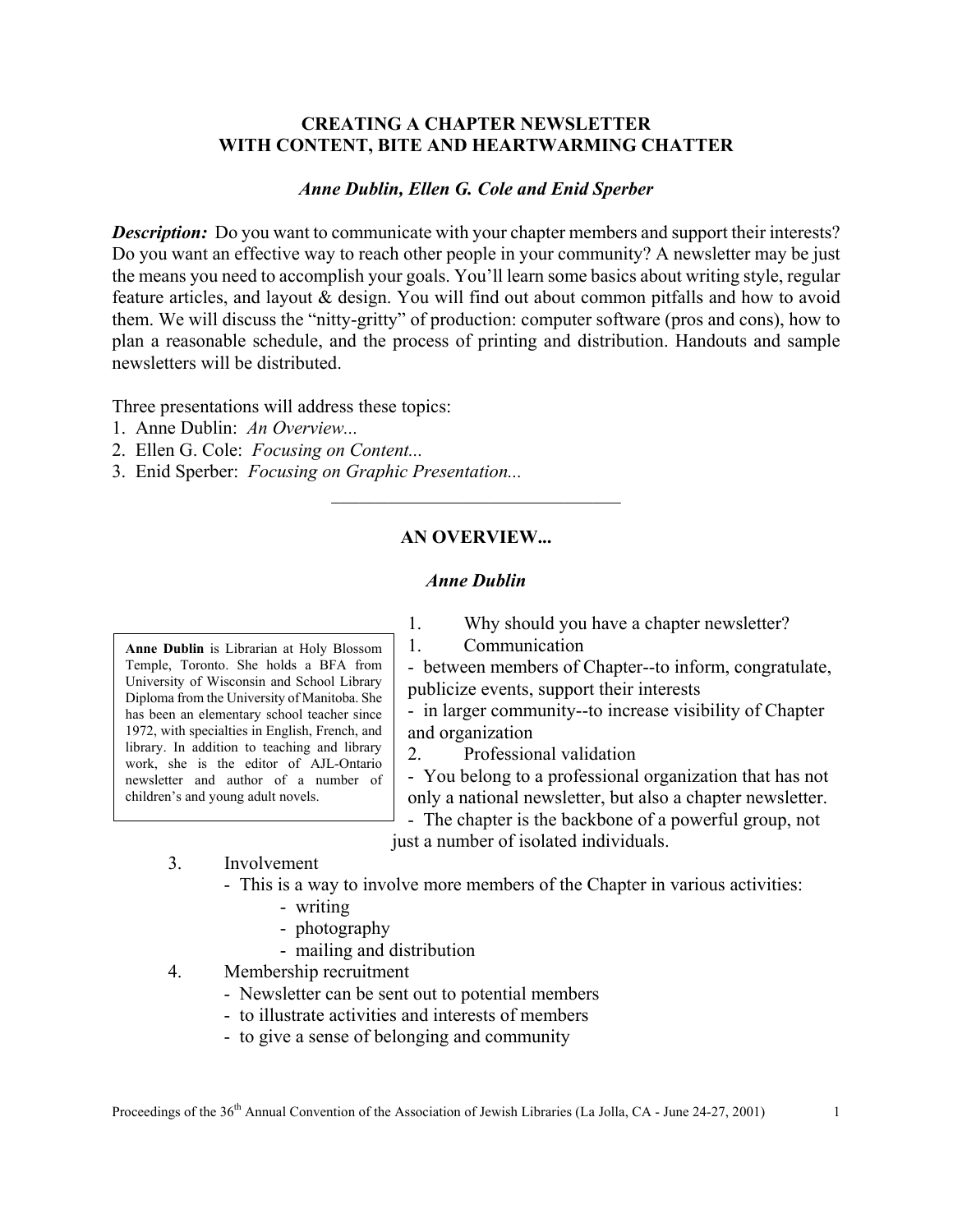# CREATING A CHAPTER NEWSLETTER WITH CONTENT, BITE AND HEARTWARMING CHATTER

***Anne Dublin, Ellen G. Cole and Enid Sperber***

***Description:*** Do you want to communicate with your chapter members and support their interests? Do you want an effective way to reach other people in your community? A newsletter may be just the means you need to accomplish your goals. You'll learn some basics about writing style, regular feature articles, and layout & design. You will find out about common pitfalls and how to avoid them. We will discuss the "nitty-gritty" of production: computer software (pros and cons), how to plan a reasonable schedule, and the process of printing and distribution. Handouts and sample newsletters will be distributed.

Three presentations will address these topics:

1. Anne Dublin: *An Overview...*
2. Ellen G. Cole: *Focusing on Content...*
3. Enid Sperber: *Focusing on Graphic Presentation...*

---

## AN OVERVIEW...

***Anne Dublin***

> **Anne Dublin** is Librarian at Holy Blossom Temple, Toronto. She holds a BFA from University of Wisconsin and School Library Diploma from the University of Manitoba. She has been an elementary school teacher since 1972, with specialties in English, French, and library. In addition to teaching and library work, she is the editor of AJL-Ontario newsletter and author of a number of children's and young adult novels.

1. Why should you have a chapter newsletter?

1. Communication
   - between members of Chapter--to inform, congratulate, publicize events, support their interests
   - in larger community--to increase visibility of Chapter and organization
2. Professional validation
   - You belong to a professional organization that has not only a national newsletter, but also a chapter newsletter.
   - The chapter is the backbone of a powerful group, not just a number of isolated individuals.
3. Involvement
   - This is a way to involve more members of the Chapter in various activities:
     - writing
     - photography
     - mailing and distribution
4. Membership recruitment
   - Newsletter can be sent out to potential members
   - to illustrate activities and interests of members
   - to give a sense of belonging and community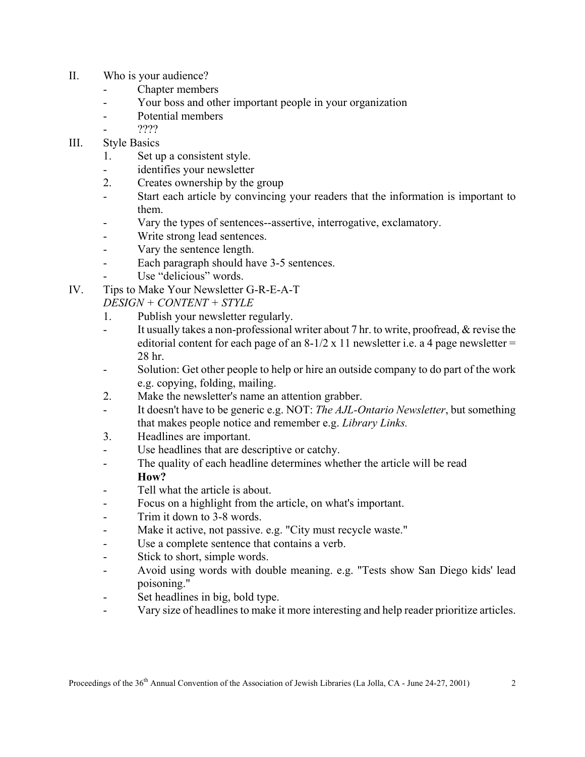II. Who is your audience?
   - Chapter members
   - Your boss and other important people in your organization
   - Potential members
   - ????

III. Style Basics
   1. Set up a consistent style.
   - identifies your newsletter
   2. Creates ownership by the group
   - Start each article by convincing your readers that the information is important to them.
   - Vary the types of sentences--assertive, interrogative, exclamatory.
   - Write strong lead sentences.
   - Vary the sentence length.
   - Each paragraph should have 3-5 sentences.
   - Use "delicious" words.

IV. Tips to Make Your Newsletter G-R-E-A-T
   *DESIGN + CONTENT + STYLE*
   1. Publish your newsletter regularly.
   - It usually takes a non-professional writer about 7 hr. to write, proofread, & revise the editorial content for each page of an 8-1/2 x 11 newsletter i.e. a 4 page newsletter = 28 hr.
   - Solution: Get other people to help or hire an outside company to do part of the work e.g. copying, folding, mailing.
   2. Make the newsletter's name an attention grabber.
   - It doesn't have to be generic e.g. NOT: *The AJL-Ontario Newsletter*, but something that makes people notice and remember e.g. *Library Links.*
   3. Headlines are important.
   - Use headlines that are descriptive or catchy.
   - The quality of each headline determines whether the article will be read
     **How?**
   - Tell what the article is about.
   - Focus on a highlight from the article, on what's important.
   - Trim it down to 3-8 words.
   - Make it active, not passive. e.g. "City must recycle waste."
   - Use a complete sentence that contains a verb.
   - Stick to short, simple words.
   - Avoid using words with double meaning. e.g. "Tests show San Diego kids' lead poisoning."
   - Set headlines in big, bold type.
   - Vary size of headlines to make it more interesting and help reader prioritize articles.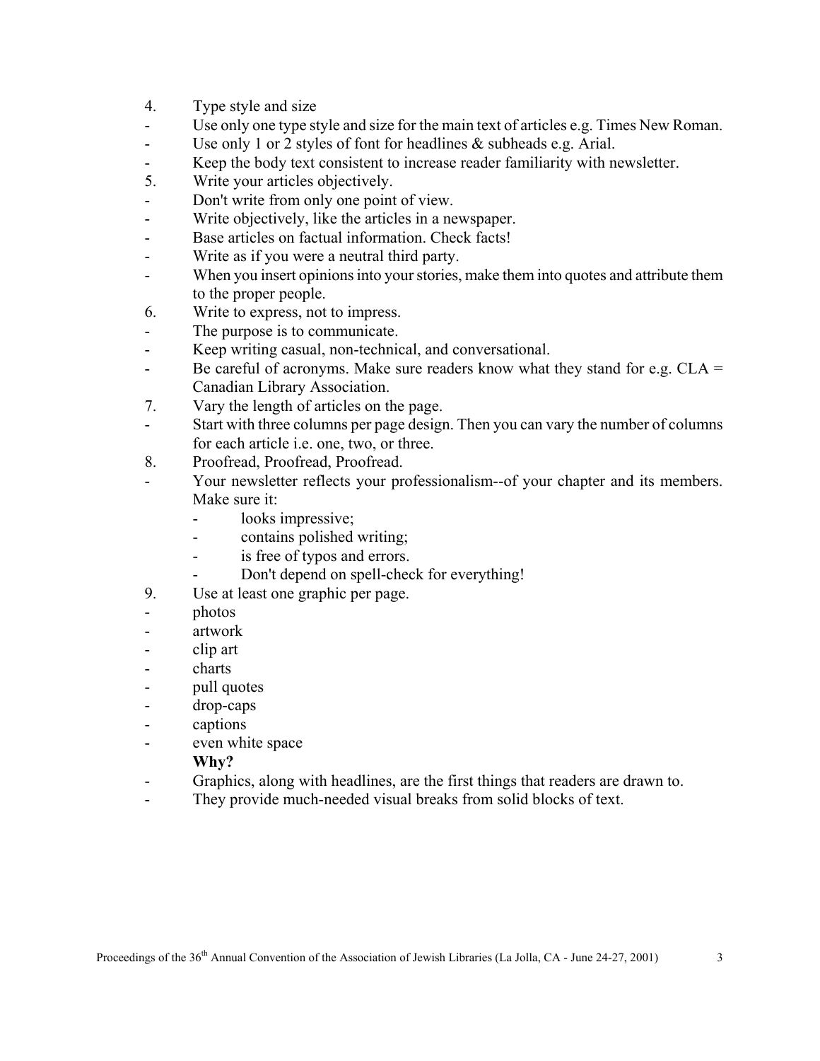4. Type style and size
   - Use only one type style and size for the main text of articles e.g. Times New Roman.
   - Use only 1 or 2 styles of font for headlines & subheads e.g. Arial.
   - Keep the body text consistent to increase reader familiarity with newsletter.
5. Write your articles objectively.
   - Don't write from only one point of view.
   - Write objectively, like the articles in a newspaper.
   - Base articles on factual information. Check facts!
   - Write as if you were a neutral third party.
   - When you insert opinions into your stories, make them into quotes and attribute them to the proper people.
6. Write to express, not to impress.
   - The purpose is to communicate.
   - Keep writing casual, non-technical, and conversational.
   - Be careful of acronyms. Make sure readers know what they stand for e.g. CLA = Canadian Library Association.
7. Vary the length of articles on the page.
   - Start with three columns per page design. Then you can vary the number of columns for each article i.e. one, two, or three.
8. Proofread, Proofread, Proofread.
   - Your newsletter reflects your professionalism--of your chapter and its members. Make sure it:
     - looks impressive;
     - contains polished writing;
     - is free of typos and errors.
     - Don't depend on spell-check for everything!
9. Use at least one graphic per page.
   - photos
   - artwork
   - clip art
   - charts
   - pull quotes
   - drop-caps
   - captions
   - even white space

   **Why?**
   - Graphics, along with headlines, are the first things that readers are drawn to.
   - They provide much-needed visual breaks from solid blocks of text.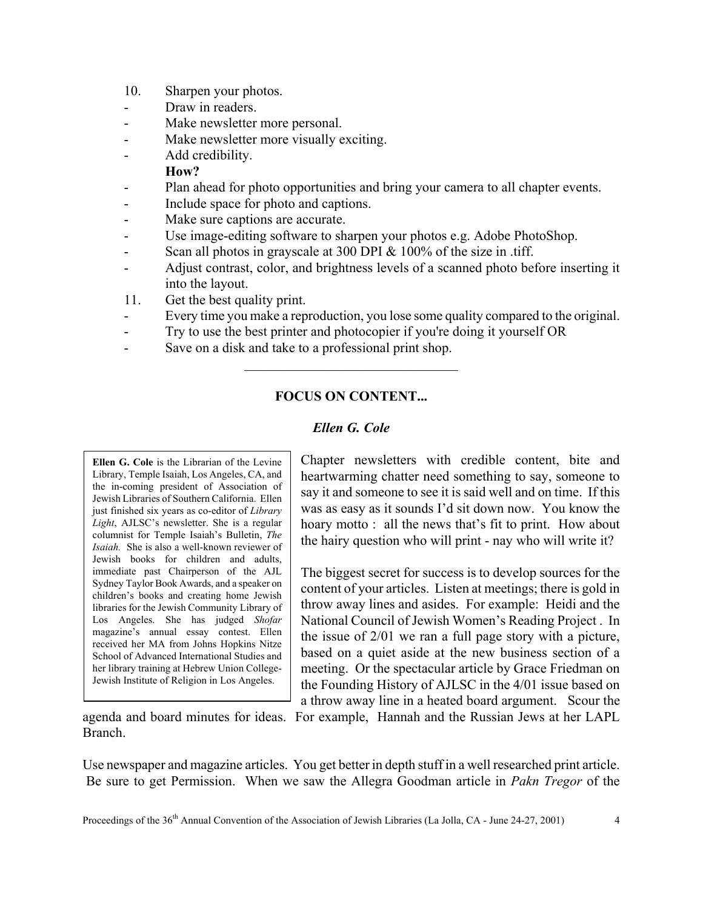10. Sharpen your photos.

- Draw in readers.
- Make newsletter more personal.
- Make newsletter more visually exciting.
- Add credibility.

**How?**

- Plan ahead for photo opportunities and bring your camera to all chapter events.
- Include space for photo and captions.
- Make sure captions are accurate.
- Use image-editing software to sharpen your photos e.g. Adobe PhotoShop.
- Scan all photos in grayscale at 300 DPI & 100% of the size in .tiff.
- Adjust contrast, color, and brightness levels of a scanned photo before inserting it into the layout.

11. Get the best quality print.

- Every time you make a reproduction, you lose some quality compared to the original.
- Try to use the best printer and photocopier if you're doing it yourself OR
- Save on a disk and take to a professional print shop.

---

## FOCUS ON CONTENT...

***Ellen G. Cole***

> **Ellen G. Cole** is the Librarian of the Levine Library, Temple Isaiah, Los Angeles, CA, and the in-coming president of Association of Jewish Libraries of Southern California. Ellen just finished six years as co-editor of *Library Light*, AJLSC's newsletter. She is a regular columnist for Temple Isaiah's Bulletin, *The Isaiah.* She is also a well-known reviewer of Jewish books for children and adults, immediate past Chairperson of the AJL Sydney Taylor Book Awards, and a speaker on children's books and creating home Jewish libraries for the Jewish Community Library of Los Angeles. She has judged *Shofar* magazine's annual essay contest. Ellen received her MA from Johns Hopkins Nitze School of Advanced International Studies and her library training at Hebrew Union College-Jewish Institute of Religion in Los Angeles.

Chapter newsletters with credible content, bite and heartwarming chatter need something to say, someone to say it and someone to see it is said well and on time. If this was as easy as it sounds I'd sit down now. You know the hoary motto : all the news that's fit to print. How about the hairy question who will print - nay who will write it?

The biggest secret for success is to develop sources for the content of your articles. Listen at meetings; there is gold in throw away lines and asides. For example: Heidi and the National Council of Jewish Women's Reading Project . In the issue of 2/01 we ran a full page story with a picture, based on a quiet aside at the new business section of a meeting. Or the spectacular article by Grace Friedman on the Founding History of AJLSC in the 4/01 issue based on a throw away line in a heated board argument. Scour the agenda and board minutes for ideas. For example, Hannah and the Russian Jews at her LAPL Branch.

Use newspaper and magazine articles. You get better in depth stuff in a well researched print article. Be sure to get Permission. When we saw the Allegra Goodman article in *Pakn Tregor* of the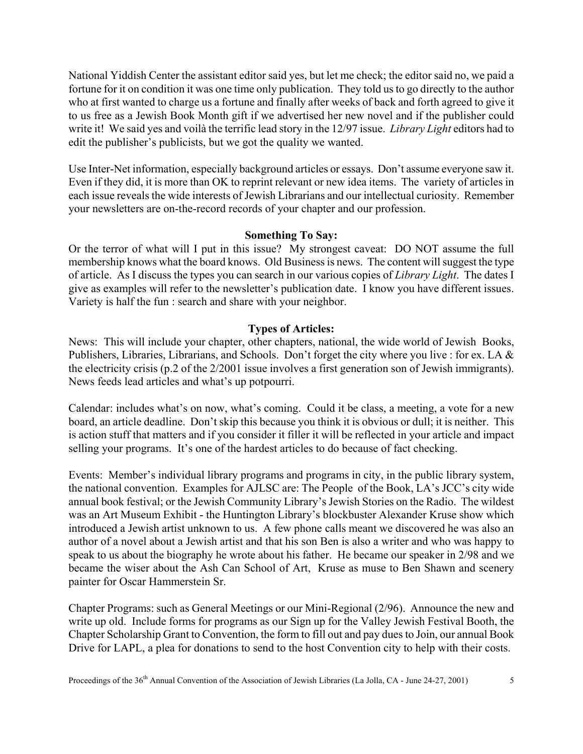National Yiddish Center the assistant editor said yes, but let me check; the editor said no, we paid a fortune for it on condition it was one time only publication. They told us to go directly to the author who at first wanted to charge us a fortune and finally after weeks of back and forth agreed to give it to us free as a Jewish Book Month gift if we advertised her new novel and if the publisher could write it! We said yes and voilà the terrific lead story in the 12/97 issue. *Library Light* editors had to edit the publisher's publicists, but we got the quality we wanted.

Use Inter-Net information, especially background articles or essays. Don't assume everyone saw it. Even if they did, it is more than OK to reprint relevant or new idea items. The variety of articles in each issue reveals the wide interests of Jewish Librarians and our intellectual curiosity. Remember your newsletters are on-the-record records of your chapter and our profession.

**Something To Say:**

Or the terror of what will I put in this issue? My strongest caveat: DO NOT assume the full membership knows what the board knows. Old Business is news. The content will suggest the type of article. As I discuss the types you can search in our various copies of *Library Light*. The dates I give as examples will refer to the newsletter's publication date. I know you have different issues. Variety is half the fun : search and share with your neighbor.

**Types of Articles:**

News: This will include your chapter, other chapters, national, the wide world of Jewish Books, Publishers, Libraries, Librarians, and Schools. Don't forget the city where you live : for ex. LA & the electricity crisis (p.2 of the 2/2001 issue involves a first generation son of Jewish immigrants). News feeds lead articles and what's up potpourri.

Calendar: includes what's on now, what's coming. Could it be class, a meeting, a vote for a new board, an article deadline. Don't skip this because you think it is obvious or dull; it is neither. This is action stuff that matters and if you consider it filler it will be reflected in your article and impact selling your programs. It's one of the hardest articles to do because of fact checking.

Events: Member's individual library programs and programs in city, in the public library system, the national convention. Examples for AJLSC are: The People of the Book, LA's JCC's city wide annual book festival; or the Jewish Community Library's Jewish Stories on the Radio. The wildest was an Art Museum Exhibit - the Huntington Library's blockbuster Alexander Kruse show which introduced a Jewish artist unknown to us. A few phone calls meant we discovered he was also an author of a novel about a Jewish artist and that his son Ben is also a writer and who was happy to speak to us about the biography he wrote about his father. He became our speaker in 2/98 and we became the wiser about the Ash Can School of Art, Kruse as muse to Ben Shawn and scenery painter for Oscar Hammerstein Sr.

Chapter Programs: such as General Meetings or our Mini-Regional (2/96). Announce the new and write up old. Include forms for programs as our Sign up for the Valley Jewish Festival Booth, the Chapter Scholarship Grant to Convention, the form to fill out and pay dues to Join, our annual Book Drive for LAPL, a plea for donations to send to the host Convention city to help with their costs.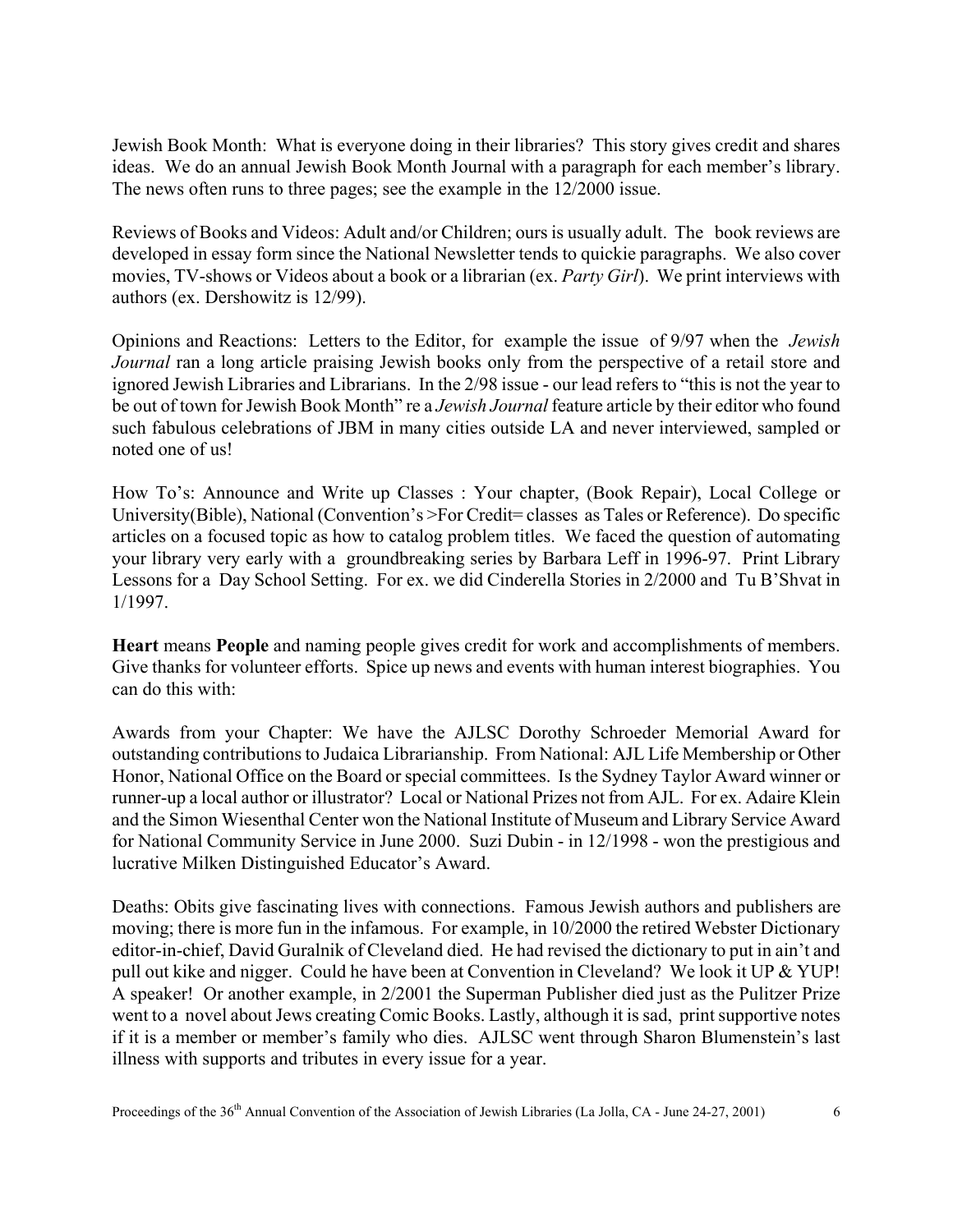Jewish Book Month: What is everyone doing in their libraries? This story gives credit and shares ideas. We do an annual Jewish Book Month Journal with a paragraph for each member's library. The news often runs to three pages; see the example in the 12/2000 issue.

Reviews of Books and Videos: Adult and/or Children; ours is usually adult. The book reviews are developed in essay form since the National Newsletter tends to quickie paragraphs. We also cover movies, TV-shows or Videos about a book or a librarian (ex. *Party Girl*). We print interviews with authors (ex. Dershowitz is 12/99).

Opinions and Reactions: Letters to the Editor, for example the issue of 9/97 when the *Jewish Journal* ran a long article praising Jewish books only from the perspective of a retail store and ignored Jewish Libraries and Librarians. In the 2/98 issue - our lead refers to "this is not the year to be out of town for Jewish Book Month" re a *Jewish Journal* feature article by their editor who found such fabulous celebrations of JBM in many cities outside LA and never interviewed, sampled or noted one of us!

How To's: Announce and Write up Classes : Your chapter, (Book Repair), Local College or University(Bible), National (Convention's >For Credit= classes as Tales or Reference). Do specific articles on a focused topic as how to catalog problem titles. We faced the question of automating your library very early with a groundbreaking series by Barbara Leff in 1996-97. Print Library Lessons for a Day School Setting. For ex. we did Cinderella Stories in 2/2000 and Tu B'Shvat in 1/1997.

**Heart** means **People** and naming people gives credit for work and accomplishments of members. Give thanks for volunteer efforts. Spice up news and events with human interest biographies. You can do this with:

Awards from your Chapter: We have the AJLSC Dorothy Schroeder Memorial Award for outstanding contributions to Judaica Librarianship. From National: AJL Life Membership or Other Honor, National Office on the Board or special committees. Is the Sydney Taylor Award winner or runner-up a local author or illustrator? Local or National Prizes not from AJL. For ex. Adaire Klein and the Simon Wiesenthal Center won the National Institute of Museum and Library Service Award for National Community Service in June 2000. Suzi Dubin - in 12/1998 - won the prestigious and lucrative Milken Distinguished Educator's Award.

Deaths: Obits give fascinating lives with connections. Famous Jewish authors and publishers are moving; there is more fun in the infamous. For example, in 10/2000 the retired Webster Dictionary editor-in-chief, David Guralnik of Cleveland died. He had revised the dictionary to put in ain't and pull out kike and nigger. Could he have been at Convention in Cleveland? We look it UP & YUP! A speaker! Or another example, in 2/2001 the Superman Publisher died just as the Pulitzer Prize went to a novel about Jews creating Comic Books. Lastly, although it is sad, print supportive notes if it is a member or member's family who dies. AJLSC went through Sharon Blumenstein's last illness with supports and tributes in every issue for a year.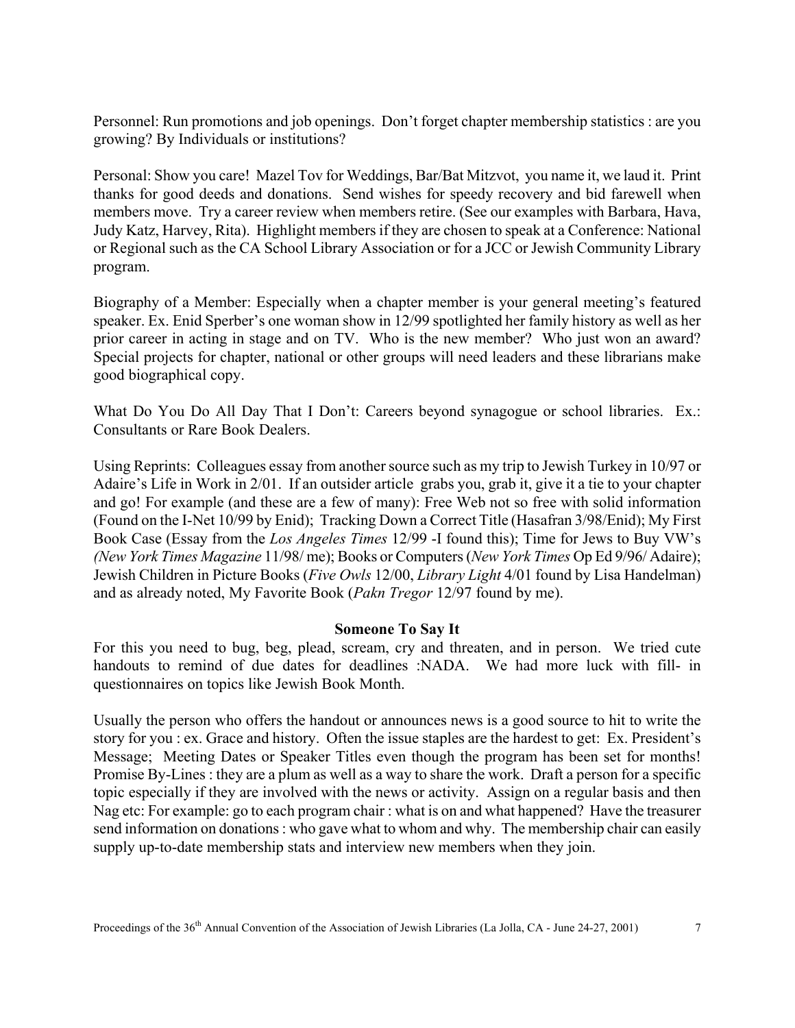Personnel: Run promotions and job openings. Don't forget chapter membership statistics : are you growing? By Individuals or institutions?

Personal: Show you care! Mazel Tov for Weddings, Bar/Bat Mitzvot, you name it, we laud it. Print thanks for good deeds and donations. Send wishes for speedy recovery and bid farewell when members move. Try a career review when members retire. (See our examples with Barbara, Hava, Judy Katz, Harvey, Rita). Highlight members if they are chosen to speak at a Conference: National or Regional such as the CA School Library Association or for a JCC or Jewish Community Library program.

Biography of a Member: Especially when a chapter member is your general meeting's featured speaker. Ex. Enid Sperber's one woman show in 12/99 spotlighted her family history as well as her prior career in acting in stage and on TV. Who is the new member? Who just won an award? Special projects for chapter, national or other groups will need leaders and these librarians make good biographical copy.

What Do You Do All Day That I Don't: Careers beyond synagogue or school libraries. Ex.: Consultants or Rare Book Dealers.

Using Reprints: Colleagues essay from another source such as my trip to Jewish Turkey in 10/97 or Adaire's Life in Work in 2/01. If an outsider article grabs you, grab it, give it a tie to your chapter and go! For example (and these are a few of many): Free Web not so free with solid information (Found on the I-Net 10/99 by Enid); Tracking Down a Correct Title (Hasafran 3/98/Enid); My First Book Case (Essay from the *Los Angeles Times* 12/99 -I found this); Time for Jews to Buy VW's *(New York Times Magazine* 11/98/ me); Books or Computers (*New York Times* Op Ed 9/96/ Adaire); Jewish Children in Picture Books (*Five Owls* 12/00, *Library Light* 4/01 found by Lisa Handelman) and as already noted, My Favorite Book (*Pakn Tregor* 12/97 found by me).

**Someone To Say It**

For this you need to bug, beg, plead, scream, cry and threaten, and in person. We tried cute handouts to remind of due dates for deadlines :NADA. We had more luck with fill- in questionnaires on topics like Jewish Book Month.

Usually the person who offers the handout or announces news is a good source to hit to write the story for you : ex. Grace and history. Often the issue staples are the hardest to get: Ex. President's Message; Meeting Dates or Speaker Titles even though the program has been set for months! Promise By-Lines : they are a plum as well as a way to share the work. Draft a person for a specific topic especially if they are involved with the news or activity. Assign on a regular basis and then Nag etc: For example: go to each program chair : what is on and what happened? Have the treasurer send information on donations : who gave what to whom and why. The membership chair can easily supply up-to-date membership stats and interview new members when they join.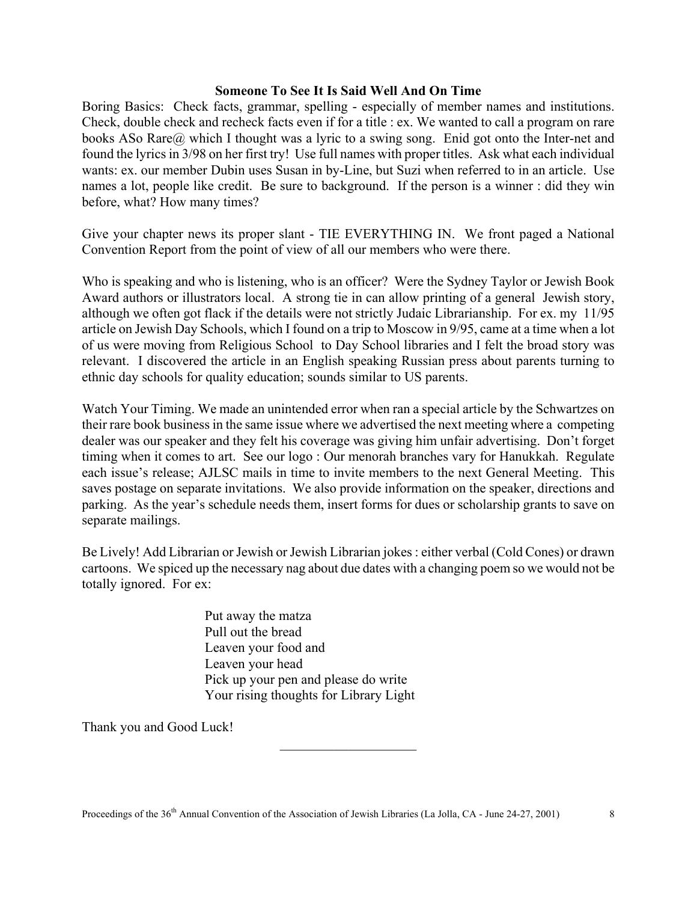**Someone To See It Is Said Well And On Time**

Boring Basics: Check facts, grammar, spelling - especially of member names and institutions. Check, double check and recheck facts even if for a title : ex. We wanted to call a program on rare books ASo Rare@ which I thought was a lyric to a swing song. Enid got onto the Inter-net and found the lyrics in 3/98 on her first try! Use full names with proper titles. Ask what each individual wants: ex. our member Dubin uses Susan in by-Line, but Suzi when referred to in an article. Use names a lot, people like credit. Be sure to background. If the person is a winner : did they win before, what? How many times?

Give your chapter news its proper slant - TIE EVERYTHING IN. We front paged a National Convention Report from the point of view of all our members who were there.

Who is speaking and who is listening, who is an officer? Were the Sydney Taylor or Jewish Book Award authors or illustrators local. A strong tie in can allow printing of a general Jewish story, although we often got flack if the details were not strictly Judaic Librarianship. For ex. my 11/95 article on Jewish Day Schools, which I found on a trip to Moscow in 9/95, came at a time when a lot of us were moving from Religious School to Day School libraries and I felt the broad story was relevant. I discovered the article in an English speaking Russian press about parents turning to ethnic day schools for quality education; sounds similar to US parents.

Watch Your Timing. We made an unintended error when ran a special article by the Schwartzes on their rare book business in the same issue where we advertised the next meeting where a competing dealer was our speaker and they felt his coverage was giving him unfair advertising. Don't forget timing when it comes to art. See our logo : Our menorah branches vary for Hanukkah. Regulate each issue's release; AJLSC mails in time to invite members to the next General Meeting. This saves postage on separate invitations. We also provide information on the speaker, directions and parking. As the year's schedule needs them, insert forms for dues or scholarship grants to save on separate mailings.

Be Lively! Add Librarian or Jewish or Jewish Librarian jokes : either verbal (Cold Cones) or drawn cartoons. We spiced up the necessary nag about due dates with a changing poem so we would not be totally ignored. For ex:

> Put away the matza
> Pull out the bread
> Leaven your food and
> Leaven your head
> Pick up your pen and please do write
> Your rising thoughts for Library Light

Thank you and Good Luck!

---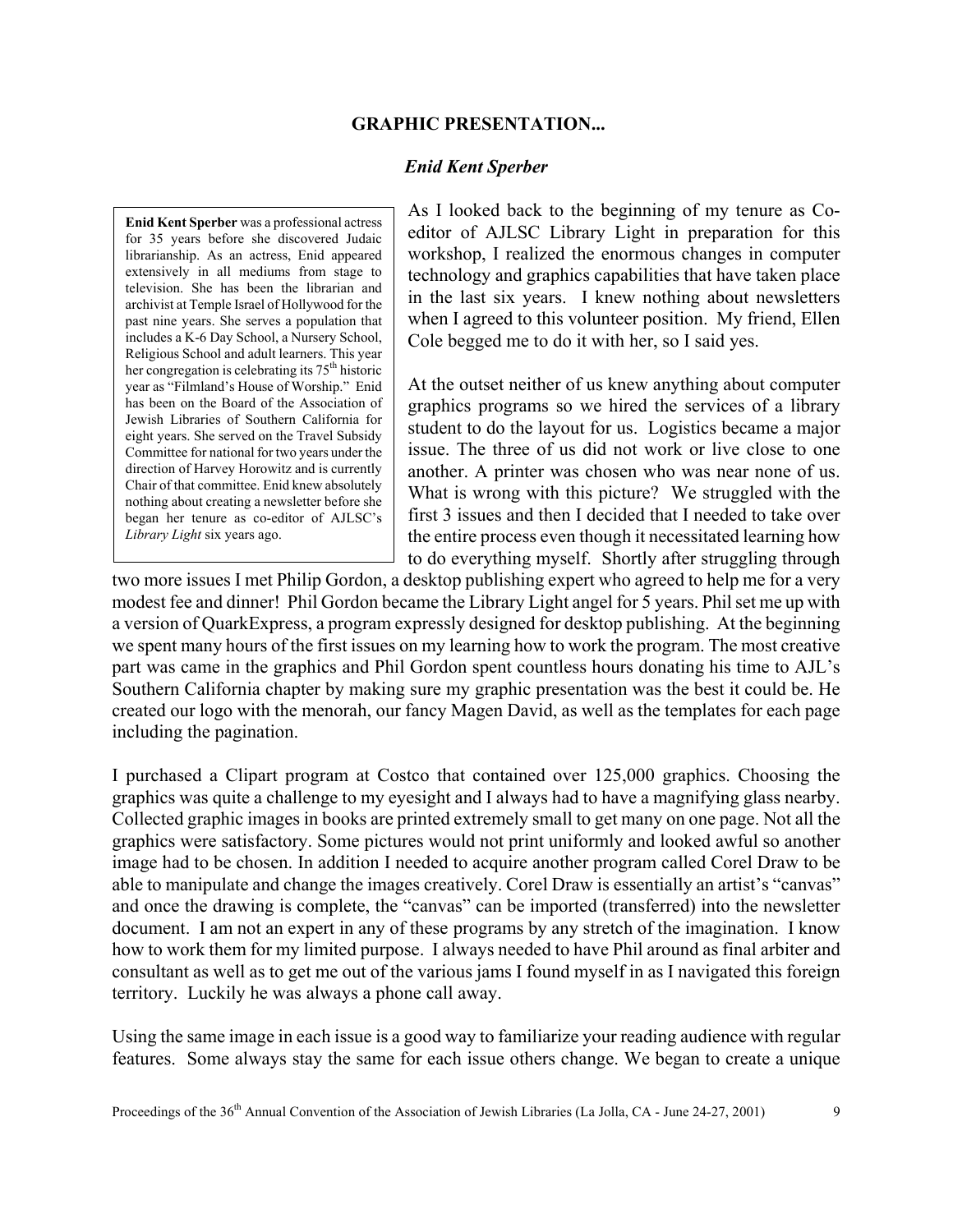## GRAPHIC PRESENTATION...

### *Enid Kent Sperber*

**Enid Kent Sperber** was a professional actress for 35 years before she discovered Judaic librarianship. As an actress, Enid appeared extensively in all mediums from stage to television. She has been the librarian and archivist at Temple Israel of Hollywood for the past nine years. She serves a population that includes a K-6 Day School, a Nursery School, Religious School and adult learners. This year her congregation is celebrating its 75th historic year as "Filmland's House of Worship." Enid has been on the Board of the Association of Jewish Libraries of Southern California for eight years. She served on the Travel Subsidy Committee for national for two years under the direction of Harvey Horowitz and is currently Chair of that committee. Enid knew absolutely nothing about creating a newsletter before she began her tenure as co-editor of AJLSC's *Library Light* six years ago.

As I looked back to the beginning of my tenure as Co-editor of AJLSC Library Light in preparation for this workshop, I realized the enormous changes in computer technology and graphics capabilities that have taken place in the last six years. I knew nothing about newsletters when I agreed to this volunteer position. My friend, Ellen Cole begged me to do it with her, so I said yes.

At the outset neither of us knew anything about computer graphics programs so we hired the services of a library student to do the layout for us. Logistics became a major issue. The three of us did not work or live close to one another. A printer was chosen who was near none of us. What is wrong with this picture? We struggled with the first 3 issues and then I decided that I needed to take over the entire process even though it necessitated learning how to do everything myself. Shortly after struggling through two more issues I met Philip Gordon, a desktop publishing expert who agreed to help me for a very modest fee and dinner! Phil Gordon became the Library Light angel for 5 years. Phil set me up with a version of QuarkExpress, a program expressly designed for desktop publishing. At the beginning we spent many hours of the first issues on my learning how to work the program. The most creative part was came in the graphics and Phil Gordon spent countless hours donating his time to AJL's Southern California chapter by making sure my graphic presentation was the best it could be. He created our logo with the menorah, our fancy Magen David, as well as the templates for each page including the pagination.

I purchased a Clipart program at Costco that contained over 125,000 graphics. Choosing the graphics was quite a challenge to my eyesight and I always had to have a magnifying glass nearby. Collected graphic images in books are printed extremely small to get many on one page. Not all the graphics were satisfactory. Some pictures would not print uniformly and looked awful so another image had to be chosen. In addition I needed to acquire another program called Corel Draw to be able to manipulate and change the images creatively. Corel Draw is essentially an artist's "canvas" and once the drawing is complete, the "canvas" can be imported (transferred) into the newsletter document. I am not an expert in any of these programs by any stretch of the imagination. I know how to work them for my limited purpose. I always needed to have Phil around as final arbiter and consultant as well as to get me out of the various jams I found myself in as I navigated this foreign territory. Luckily he was always a phone call away.

Using the same image in each issue is a good way to familiarize your reading audience with regular features. Some always stay the same for each issue others change. We began to create a unique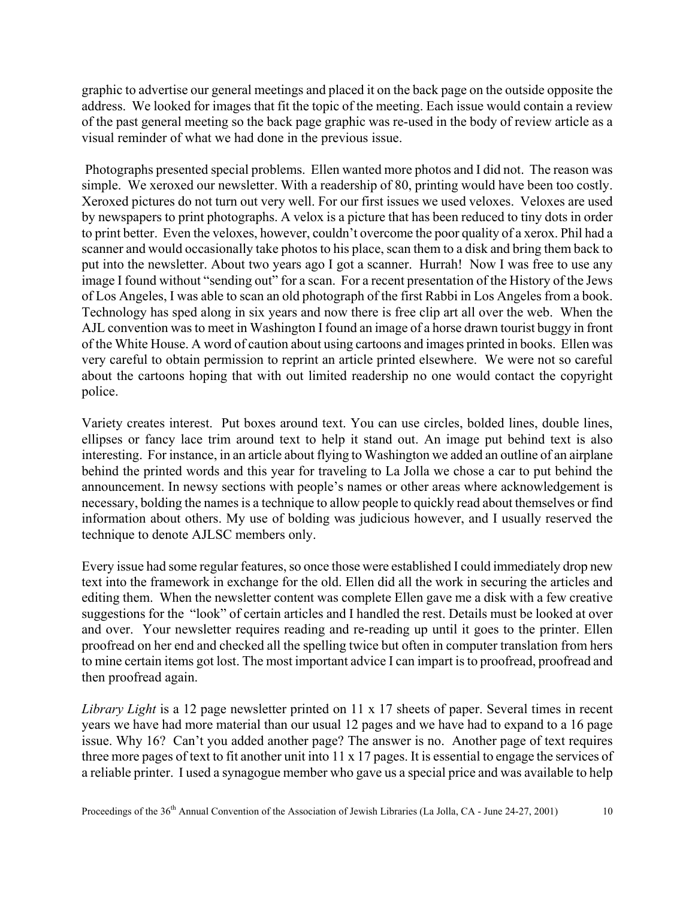graphic to advertise our general meetings and placed it on the back page on the outside opposite the address. We looked for images that fit the topic of the meeting. Each issue would contain a review of the past general meeting so the back page graphic was re-used in the body of review article as a visual reminder of what we had done in the previous issue.

Photographs presented special problems. Ellen wanted more photos and I did not. The reason was simple. We xeroxed our newsletter. With a readership of 80, printing would have been too costly. Xeroxed pictures do not turn out very well. For our first issues we used veloxes. Veloxes are used by newspapers to print photographs. A velox is a picture that has been reduced to tiny dots in order to print better. Even the veloxes, however, couldn't overcome the poor quality of a xerox. Phil had a scanner and would occasionally take photos to his place, scan them to a disk and bring them back to put into the newsletter. About two years ago I got a scanner. Hurrah! Now I was free to use any image I found without "sending out" for a scan. For a recent presentation of the History of the Jews of Los Angeles, I was able to scan an old photograph of the first Rabbi in Los Angeles from a book. Technology has sped along in six years and now there is free clip art all over the web. When the AJL convention was to meet in Washington I found an image of a horse drawn tourist buggy in front of the White House. A word of caution about using cartoons and images printed in books. Ellen was very careful to obtain permission to reprint an article printed elsewhere. We were not so careful about the cartoons hoping that with out limited readership no one would contact the copyright police.

Variety creates interest. Put boxes around text. You can use circles, bolded lines, double lines, ellipses or fancy lace trim around text to help it stand out. An image put behind text is also interesting. For instance, in an article about flying to Washington we added an outline of an airplane behind the printed words and this year for traveling to La Jolla we chose a car to put behind the announcement. In newsy sections with people's names or other areas where acknowledgement is necessary, bolding the names is a technique to allow people to quickly read about themselves or find information about others. My use of bolding was judicious however, and I usually reserved the technique to denote AJLSC members only.

Every issue had some regular features, so once those were established I could immediately drop new text into the framework in exchange for the old. Ellen did all the work in securing the articles and editing them. When the newsletter content was complete Ellen gave me a disk with a few creative suggestions for the "look" of certain articles and I handled the rest. Details must be looked at over and over. Your newsletter requires reading and re-reading up until it goes to the printer. Ellen proofread on her end and checked all the spelling twice but often in computer translation from hers to mine certain items got lost. The most important advice I can impart is to proofread, proofread and then proofread again.

*Library Light* is a 12 page newsletter printed on 11 x 17 sheets of paper. Several times in recent years we have had more material than our usual 12 pages and we have had to expand to a 16 page issue. Why 16? Can't you added another page? The answer is no. Another page of text requires three more pages of text to fit another unit into 11 x 17 pages. It is essential to engage the services of a reliable printer. I used a synagogue member who gave us a special price and was available to help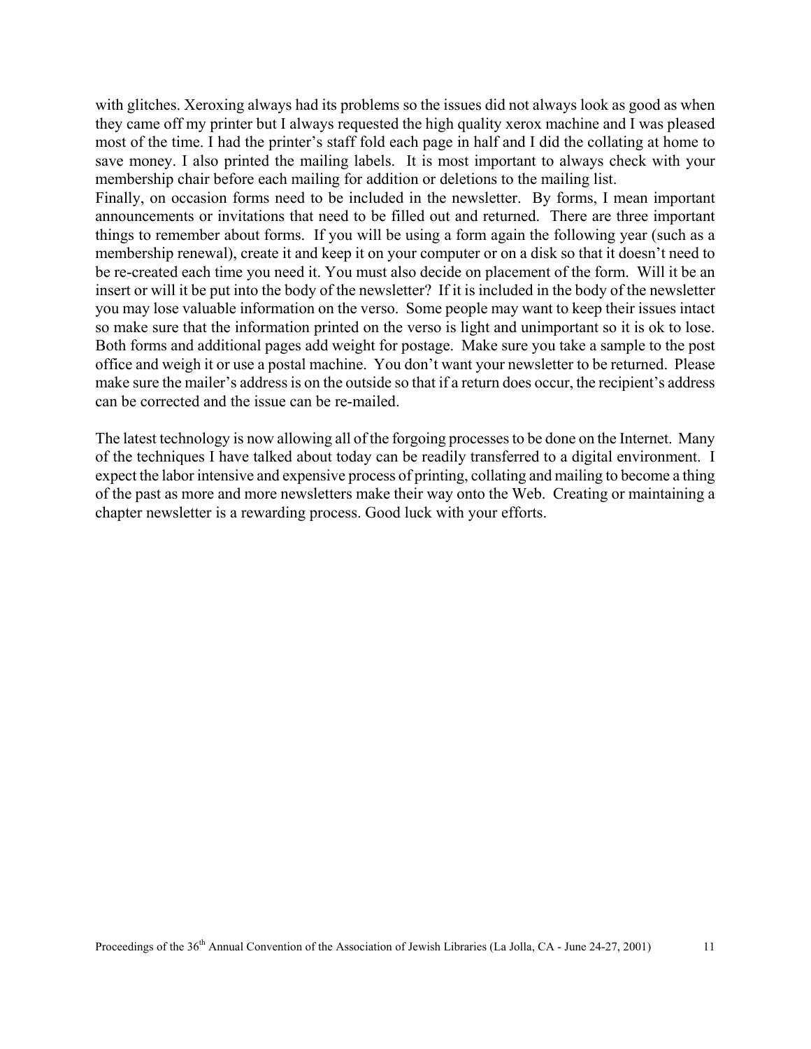with glitches. Xeroxing always had its problems so the issues did not always look as good as when they came off my printer but I always requested the high quality xerox machine and I was pleased most of the time. I had the printer's staff fold each page in half and I did the collating at home to save money. I also printed the mailing labels. It is most important to always check with your membership chair before each mailing for addition or deletions to the mailing list.

Finally, on occasion forms need to be included in the newsletter. By forms, I mean important announcements or invitations that need to be filled out and returned. There are three important things to remember about forms. If you will be using a form again the following year (such as a membership renewal), create it and keep it on your computer or on a disk so that it doesn't need to be re-created each time you need it. You must also decide on placement of the form. Will it be an insert or will it be put into the body of the newsletter? If it is included in the body of the newsletter you may lose valuable information on the verso. Some people may want to keep their issues intact so make sure that the information printed on the verso is light and unimportant so it is ok to lose. Both forms and additional pages add weight for postage. Make sure you take a sample to the post office and weigh it or use a postal machine. You don't want your newsletter to be returned. Please make sure the mailer's address is on the outside so that if a return does occur, the recipient's address can be corrected and the issue can be re-mailed.

The latest technology is now allowing all of the forgoing processes to be done on the Internet. Many of the techniques I have talked about today can be readily transferred to a digital environment. I expect the labor intensive and expensive process of printing, collating and mailing to become a thing of the past as more and more newsletters make their way onto the Web. Creating or maintaining a chapter newsletter is a rewarding process. Good luck with your efforts.